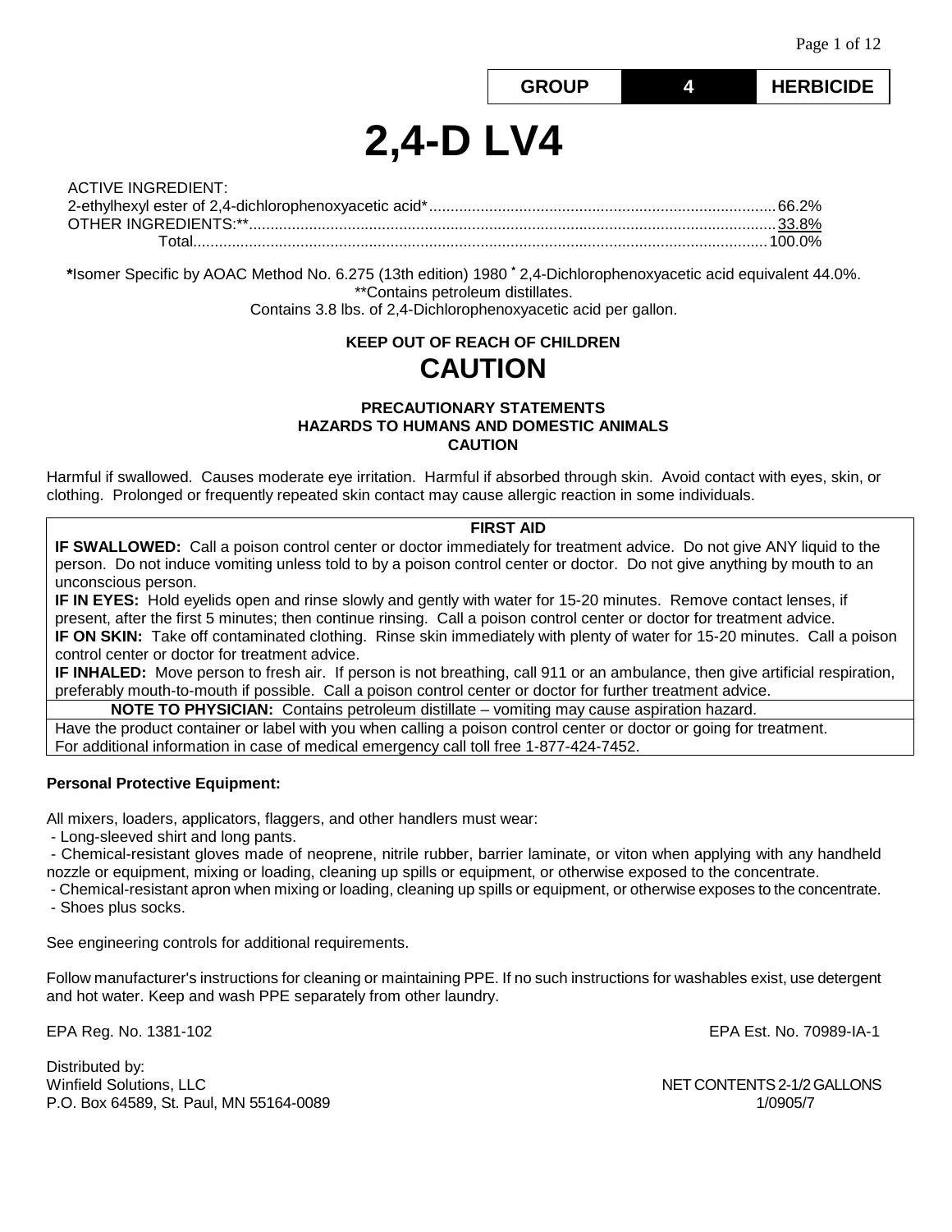| GROUP | 4 | HERBICIDE |
|---|---|---|

# 2,4-D LV4

ACTIVE INGREDIENT:

| | |
|---|---|
| 2-ethylhexyl ester of 2,4-dichlorophenoxyacetic acid* | 66.2% |
| OTHER INGREDIENTS:** | 33.8% |
| Total | 100.0% |

*Isomer Specific by AOAC Method No. 6.275 (13th edition) 1980 * 2,4-Dichlorophenoxyacetic acid equivalent 44.0%.
**Contains petroleum distillates.
Contains 3.8 lbs. of 2,4-Dichlorophenoxyacetic acid per gallon.

**KEEP OUT OF REACH OF CHILDREN**

## CAUTION

**PRECAUTIONARY STATEMENTS**
**HAZARDS TO HUMANS AND DOMESTIC ANIMALS**
**CAUTION**

Harmful if swallowed. Causes moderate eye irritation. Harmful if absorbed through skin. Avoid contact with eyes, skin, or clothing. Prolonged or frequently repeated skin contact may cause allergic reaction in some individuals.

**FIRST AID**

**IF SWALLOWED:** Call a poison control center or doctor immediately for treatment advice. Do not give ANY liquid to the person. Do not induce vomiting unless told to by a poison control center or doctor. Do not give anything by mouth to an unconscious person.

**IF IN EYES:** Hold eyelids open and rinse slowly and gently with water for 15-20 minutes. Remove contact lenses, if present, after the first 5 minutes; then continue rinsing. Call a poison control center or doctor for treatment advice.

**IF ON SKIN:** Take off contaminated clothing. Rinse skin immediately with plenty of water for 15-20 minutes. Call a poison control center or doctor for treatment advice.

**IF INHALED:** Move person to fresh air. If person is not breathing, call 911 or an ambulance, then give artificial respiration, preferably mouth-to-mouth if possible. Call a poison control center or doctor for further treatment advice.

**NOTE TO PHYSICIAN:** Contains petroleum distillate – vomiting may cause aspiration hazard.

Have the product container or label with you when calling a poison control center or doctor or going for treatment.
For additional information in case of medical emergency call toll free 1-877-424-7452.

**Personal Protective Equipment:**

All mixers, loaders, applicators, flaggers, and other handlers must wear:
- Long-sleeved shirt and long pants.
- Chemical-resistant gloves made of neoprene, nitrile rubber, barrier laminate, or viton when applying with any handheld nozzle or equipment, mixing or loading, cleaning up spills or equipment, or otherwise exposed to the concentrate.
- Chemical-resistant apron when mixing or loading, cleaning up spills or equipment, or otherwise exposes to the concentrate.
- Shoes plus socks.

See engineering controls for additional requirements.

Follow manufacturer's instructions for cleaning or maintaining PPE. If no such instructions for washables exist, use detergent and hot water. Keep and wash PPE separately from other laundry.

EPA Reg. No. 1381-102

EPA Est. No. 70989-IA-1

Distributed by:
Winfield Solutions, LLC
P.O. Box 64589, St. Paul, MN 55164-0089

NET CONTENTS 2-1/2 GALLONS
1/0905/7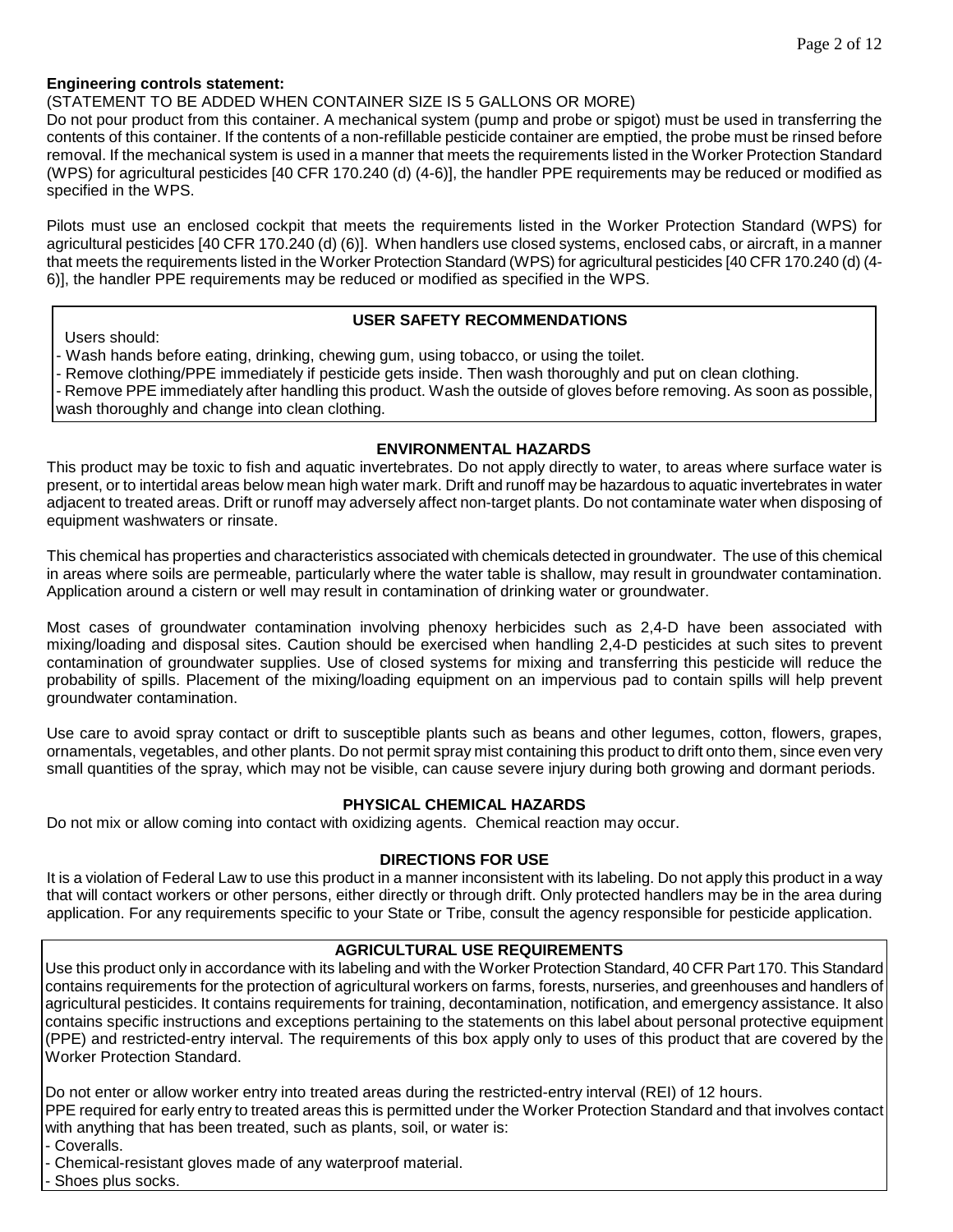**Engineering controls statement:**

(STATEMENT TO BE ADDED WHEN CONTAINER SIZE IS 5 GALLONS OR MORE)

Do not pour product from this container. A mechanical system (pump and probe or spigot) must be used in transferring the contents of this container. If the contents of a non-refillable pesticide container are emptied, the probe must be rinsed before removal. If the mechanical system is used in a manner that meets the requirements listed in the Worker Protection Standard (WPS) for agricultural pesticides [40 CFR 170.240 (d) (4-6)], the handler PPE requirements may be reduced or modified as specified in the WPS.

Pilots must use an enclosed cockpit that meets the requirements listed in the Worker Protection Standard (WPS) for agricultural pesticides [40 CFR 170.240 (d) (6)]. When handlers use closed systems, enclosed cabs, or aircraft, in a manner that meets the requirements listed in the Worker Protection Standard (WPS) for agricultural pesticides [40 CFR 170.240 (d) (4-6)], the handler PPE requirements may be reduced or modified as specified in the WPS.

## USER SAFETY RECOMMENDATIONS

Users should:

- Wash hands before eating, drinking, chewing gum, using tobacco, or using the toilet.
- Remove clothing/PPE immediately if pesticide gets inside. Then wash thoroughly and put on clean clothing.
- Remove PPE immediately after handling this product. Wash the outside of gloves before removing. As soon as possible, wash thoroughly and change into clean clothing.

## ENVIRONMENTAL HAZARDS

This product may be toxic to fish and aquatic invertebrates. Do not apply directly to water, to areas where surface water is present, or to intertidal areas below mean high water mark. Drift and runoff may be hazardous to aquatic invertebrates in water adjacent to treated areas. Drift or runoff may adversely affect non-target plants. Do not contaminate water when disposing of equipment washwaters or rinsate.

This chemical has properties and characteristics associated with chemicals detected in groundwater. The use of this chemical in areas where soils are permeable, particularly where the water table is shallow, may result in groundwater contamination. Application around a cistern or well may result in contamination of drinking water or groundwater.

Most cases of groundwater contamination involving phenoxy herbicides such as 2,4-D have been associated with mixing/loading and disposal sites. Caution should be exercised when handling 2,4-D pesticides at such sites to prevent contamination of groundwater supplies. Use of closed systems for mixing and transferring this pesticide will reduce the probability of spills. Placement of the mixing/loading equipment on an impervious pad to contain spills will help prevent groundwater contamination.

Use care to avoid spray contact or drift to susceptible plants such as beans and other legumes, cotton, flowers, grapes, ornamentals, vegetables, and other plants. Do not permit spray mist containing this product to drift onto them, since even very small quantities of the spray, which may not be visible, can cause severe injury during both growing and dormant periods.

## PHYSICAL CHEMICAL HAZARDS

Do not mix or allow coming into contact with oxidizing agents. Chemical reaction may occur.

## DIRECTIONS FOR USE

It is a violation of Federal Law to use this product in a manner inconsistent with its labeling. Do not apply this product in a way that will contact workers or other persons, either directly or through drift. Only protected handlers may be in the area during application. For any requirements specific to your State or Tribe, consult the agency responsible for pesticide application.

## AGRICULTURAL USE REQUIREMENTS

Use this product only in accordance with its labeling and with the Worker Protection Standard, 40 CFR Part 170. This Standard contains requirements for the protection of agricultural workers on farms, forests, nurseries, and greenhouses and handlers of agricultural pesticides. It contains requirements for training, decontamination, notification, and emergency assistance. It also contains specific instructions and exceptions pertaining to the statements on this label about personal protective equipment (PPE) and restricted-entry interval. The requirements of this box apply only to uses of this product that are covered by the Worker Protection Standard.

Do not enter or allow worker entry into treated areas during the restricted-entry interval (REI) of 12 hours.

PPE required for early entry to treated areas this is permitted under the Worker Protection Standard and that involves contact with anything that has been treated, such as plants, soil, or water is:

- Coveralls.
- Chemical-resistant gloves made of any waterproof material.
- Shoes plus socks.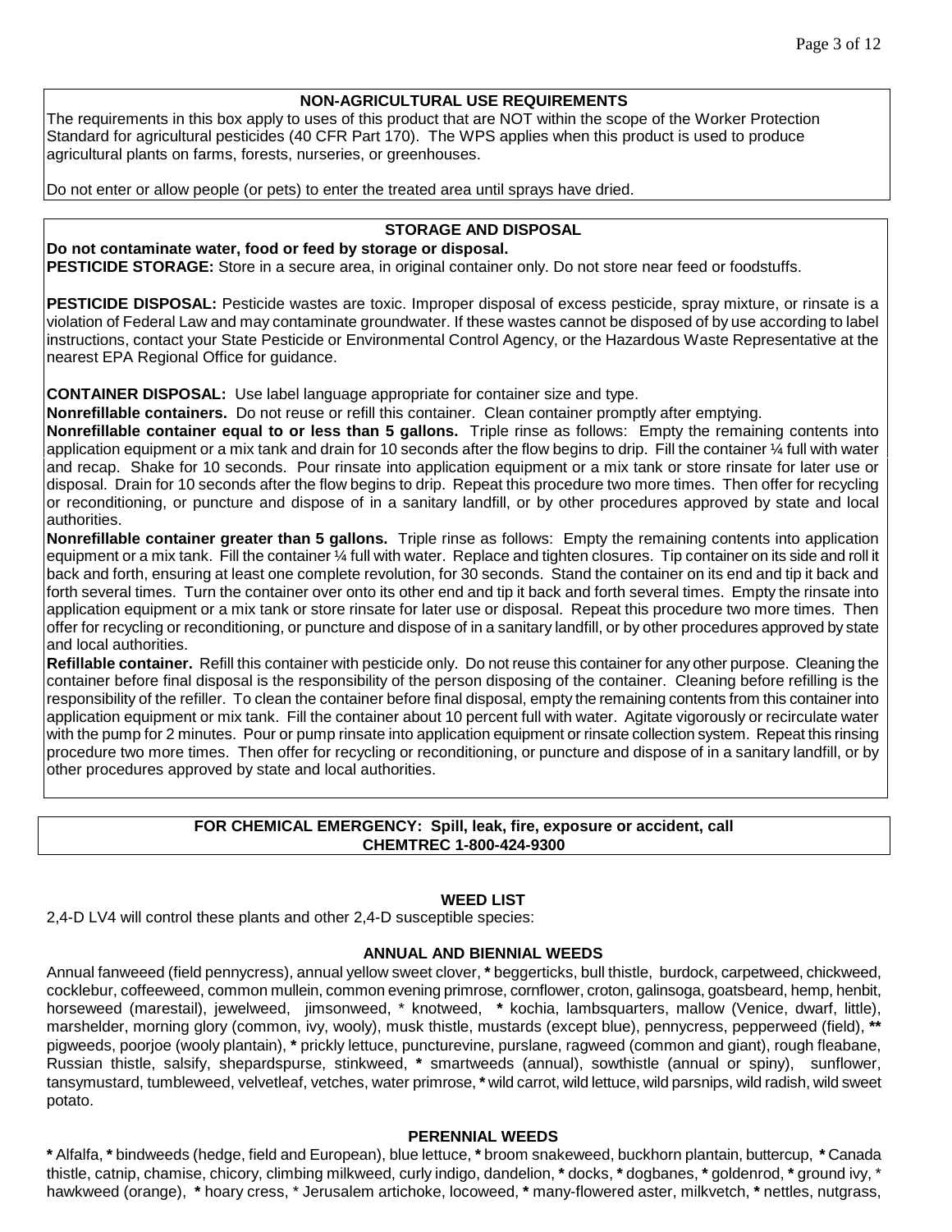## NON-AGRICULTURAL USE REQUIREMENTS

The requirements in this box apply to uses of this product that are NOT within the scope of the Worker Protection Standard for agricultural pesticides (40 CFR Part 170). The WPS applies when this product is used to produce agricultural plants on farms, forests, nurseries, or greenhouses.

Do not enter or allow people (or pets) to enter the treated area until sprays have dried.

## STORAGE AND DISPOSAL

**Do not contaminate water, food or feed by storage or disposal.**

**PESTICIDE STORAGE:** Store in a secure area, in original container only. Do not store near feed or foodstuffs.

**PESTICIDE DISPOSAL:** Pesticide wastes are toxic. Improper disposal of excess pesticide, spray mixture, or rinsate is a violation of Federal Law and may contaminate groundwater. If these wastes cannot be disposed of by use according to label instructions, contact your State Pesticide or Environmental Control Agency, or the Hazardous Waste Representative at the nearest EPA Regional Office for guidance.

**CONTAINER DISPOSAL:** Use label language appropriate for container size and type.

**Nonrefillable containers.** Do not reuse or refill this container. Clean container promptly after emptying.

**Nonrefillable container equal to or less than 5 gallons.** Triple rinse as follows: Empty the remaining contents into application equipment or a mix tank and drain for 10 seconds after the flow begins to drip. Fill the container ¼ full with water and recap. Shake for 10 seconds. Pour rinsate into application equipment or a mix tank or store rinsate for later use or disposal. Drain for 10 seconds after the flow begins to drip. Repeat this procedure two more times. Then offer for recycling or reconditioning, or puncture and dispose of in a sanitary landfill, or by other procedures approved by state and local authorities.

**Nonrefillable container greater than 5 gallons.** Triple rinse as follows: Empty the remaining contents into application equipment or a mix tank. Fill the container ¼ full with water. Replace and tighten closures. Tip container on its side and roll it back and forth, ensuring at least one complete revolution, for 30 seconds. Stand the container on its end and tip it back and forth several times. Turn the container over onto its other end and tip it back and forth several times. Empty the rinsate into application equipment or a mix tank or store rinsate for later use or disposal. Repeat this procedure two more times. Then offer for recycling or reconditioning, or puncture and dispose of in a sanitary landfill, or by other procedures approved by state and local authorities.

**Refillable container.** Refill this container with pesticide only. Do not reuse this container for any other purpose. Cleaning the container before final disposal is the responsibility of the person disposing of the container. Cleaning before refilling is the responsibility of the refiller. To clean the container before final disposal, empty the remaining contents from this container into application equipment or mix tank. Fill the container about 10 percent full with water. Agitate vigorously or recirculate water with the pump for 2 minutes. Pour or pump rinsate into application equipment or rinsate collection system. Repeat this rinsing procedure two more times. Then offer for recycling or reconditioning, or puncture and dispose of in a sanitary landfill, or by other procedures approved by state and local authorities.

**FOR CHEMICAL EMERGENCY: Spill, leak, fire, exposure or accident, call CHEMTREC 1-800-424-9300**

## WEED LIST

2,4-D LV4 will control these plants and other 2,4-D susceptible species:

### ANNUAL AND BIENNIAL WEEDS

Annual fanweeed (field pennycress), annual yellow sweet clover, * beggerticks, bull thistle, burdock, carpetweed, chickweed, cocklebur, coffeeweed, common mullein, common evening primrose, cornflower, croton, galinsoga, goatsbeard, hemp, henbit, horseweed (marestail), jewelweed, jimsonweed, * knotweed, * kochia, lambsquarters, mallow (Venice, dwarf, little), marshelder, morning glory (common, ivy, wooly), musk thistle, mustards (except blue), pennycress, pepperweed (field), ** pigweeds, poorjoe (wooly plantain), * prickly lettuce, puncturevine, purslane, ragweed (common and giant), rough fleabane, Russian thistle, salsify, shepardspurse, stinkweed, * smartweeds (annual), sowthistle (annual or spiny), sunflower, tansymustard, tumbleweed, velvetleaf, vetches, water primrose, * wild carrot, wild lettuce, wild parsnips, wild radish, wild sweet potato.

### PERENNIAL WEEDS

* Alfalfa, * bindweeds (hedge, field and European), blue lettuce, * broom snakeweed, buckhorn plantain, buttercup, * Canada thistle, catnip, chamise, chicory, climbing milkweed, curly indigo, dandelion, * docks, * dogbanes, * goldenrod, * ground ivy, * hawkweed (orange), * hoary cress, * Jerusalem artichoke, locoweed, * many-flowered aster, milkvetch, * nettles, nutgrass,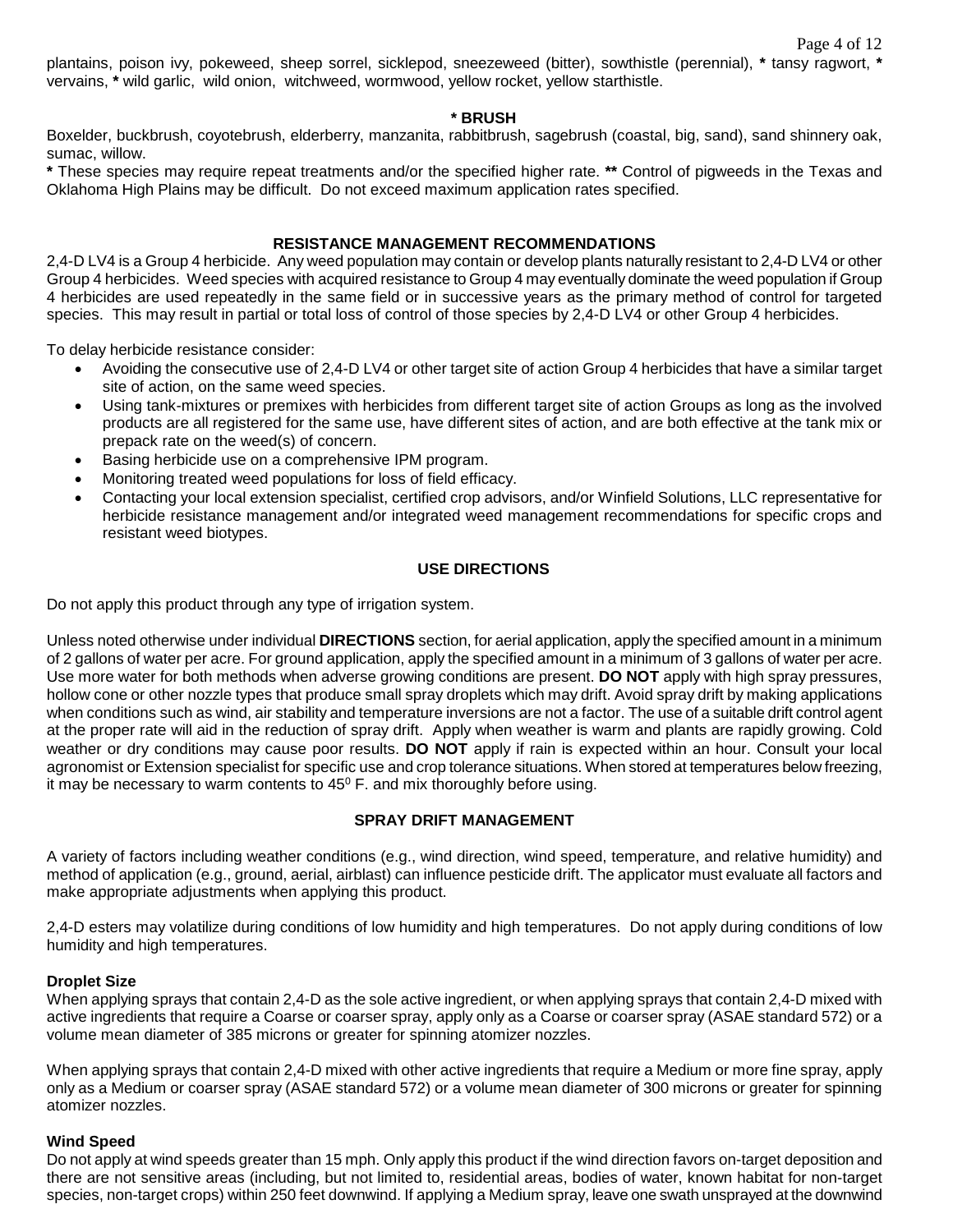plantains, poison ivy, pokeweed, sheep sorrel, sicklepod, sneezeweed (bitter), sowthistle (perennial), * tansy ragwort, * vervains, * wild garlic, wild onion, witchweed, wormwood, yellow rocket, yellow starthistle.

### * BRUSH

Boxelder, buckbrush, coyotebrush, elderberry, manzanita, rabbitbrush, sagebrush (coastal, big, sand), sand shinnery oak, sumac, willow.

**\*** These species may require repeat treatments and/or the specified higher rate. **\*\*** Control of pigweeds in the Texas and Oklahoma High Plains may be difficult. Do not exceed maximum application rates specified.

## RESISTANCE MANAGEMENT RECOMMENDATIONS

2,4-D LV4 is a Group 4 herbicide. Any weed population may contain or develop plants naturally resistant to 2,4-D LV4 or other Group 4 herbicides. Weed species with acquired resistance to Group 4 may eventually dominate the weed population if Group 4 herbicides are used repeatedly in the same field or in successive years as the primary method of control for targeted species. This may result in partial or total loss of control of those species by 2,4-D LV4 or other Group 4 herbicides.

To delay herbicide resistance consider:

- Avoiding the consecutive use of 2,4-D LV4 or other target site of action Group 4 herbicides that have a similar target site of action, on the same weed species.
- Using tank-mixtures or premixes with herbicides from different target site of action Groups as long as the involved products are all registered for the same use, have different sites of action, and are both effective at the tank mix or prepack rate on the weed(s) of concern.
- Basing herbicide use on a comprehensive IPM program.
- Monitoring treated weed populations for loss of field efficacy.
- Contacting your local extension specialist, certified crop advisors, and/or Winfield Solutions, LLC representative for herbicide resistance management and/or integrated weed management recommendations for specific crops and resistant weed biotypes.

## USE DIRECTIONS

Do not apply this product through any type of irrigation system.

Unless noted otherwise under individual **DIRECTIONS** section, for aerial application, apply the specified amount in a minimum of 2 gallons of water per acre. For ground application, apply the specified amount in a minimum of 3 gallons of water per acre. Use more water for both methods when adverse growing conditions are present. **DO NOT** apply with high spray pressures, hollow cone or other nozzle types that produce small spray droplets which may drift. Avoid spray drift by making applications when conditions such as wind, air stability and temperature inversions are not a factor. The use of a suitable drift control agent at the proper rate will aid in the reduction of spray drift. Apply when weather is warm and plants are rapidly growing. Cold weather or dry conditions may cause poor results. **DO NOT** apply if rain is expected within an hour. Consult your local agronomist or Extension specialist for specific use and crop tolerance situations. When stored at temperatures below freezing, it may be necessary to warm contents to $45^0$ F. and mix thoroughly before using.

## SPRAY DRIFT MANAGEMENT

A variety of factors including weather conditions (e.g., wind direction, wind speed, temperature, and relative humidity) and method of application (e.g., ground, aerial, airblast) can influence pesticide drift. The applicator must evaluate all factors and make appropriate adjustments when applying this product.

2,4-D esters may volatilize during conditions of low humidity and high temperatures. Do not apply during conditions of low humidity and high temperatures.

### Droplet Size

When applying sprays that contain 2,4-D as the sole active ingredient, or when applying sprays that contain 2,4-D mixed with active ingredients that require a Coarse or coarser spray, apply only as a Coarse or coarser spray (ASAE standard 572) or a volume mean diameter of 385 microns or greater for spinning atomizer nozzles.

When applying sprays that contain 2,4-D mixed with other active ingredients that require a Medium or more fine spray, apply only as a Medium or coarser spray (ASAE standard 572) or a volume mean diameter of 300 microns or greater for spinning atomizer nozzles.

### Wind Speed

Do not apply at wind speeds greater than 15 mph. Only apply this product if the wind direction favors on-target deposition and there are not sensitive areas (including, but not limited to, residential areas, bodies of water, known habitat for non-target species, non-target crops) within 250 feet downwind. If applying a Medium spray, leave one swath unsprayed at the downwind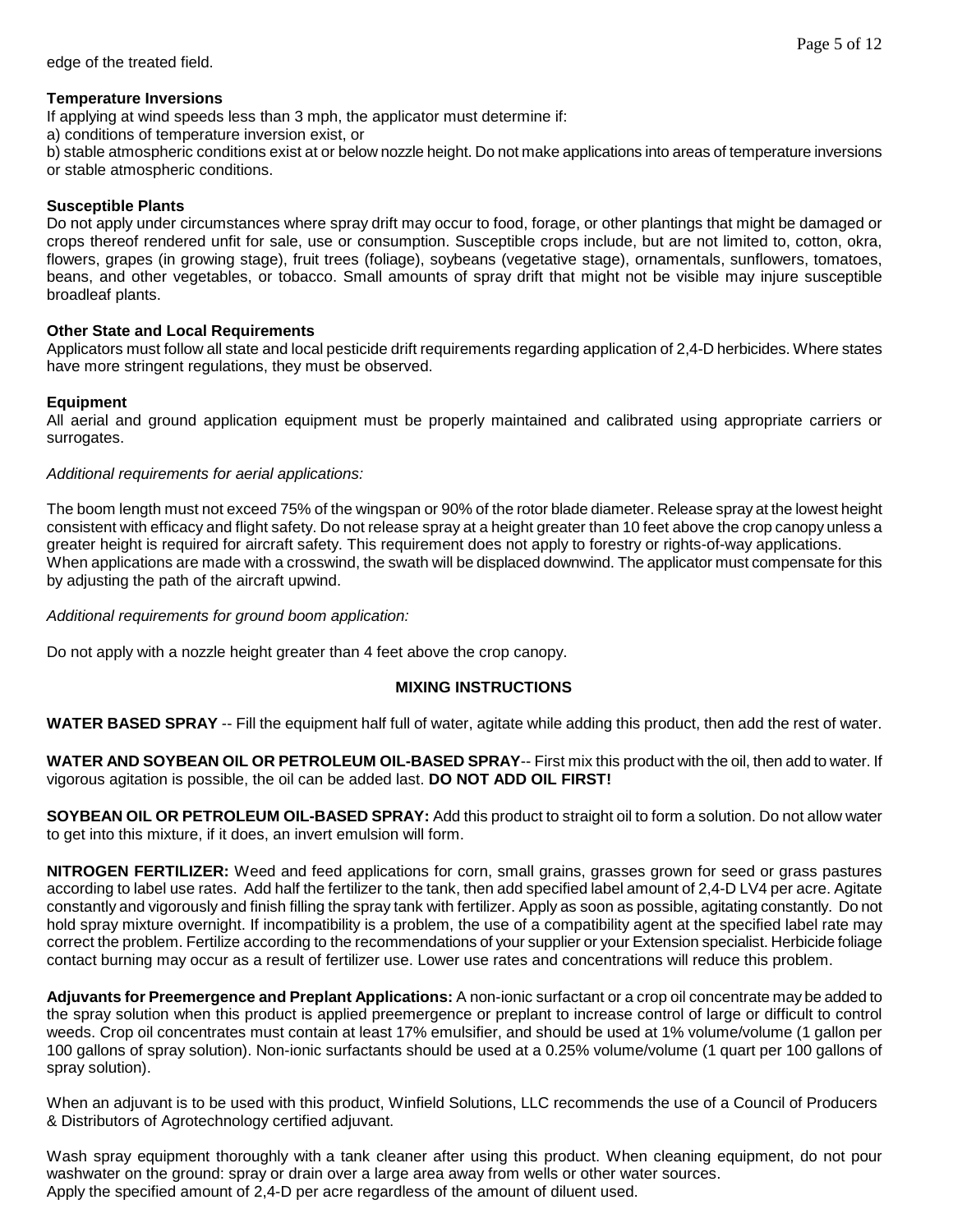edge of the treated field.

**Temperature Inversions**

If applying at wind speeds less than 3 mph, the applicator must determine if:

a) conditions of temperature inversion exist, or

b) stable atmospheric conditions exist at or below nozzle height. Do not make applications into areas of temperature inversions or stable atmospheric conditions.

**Susceptible Plants**

Do not apply under circumstances where spray drift may occur to food, forage, or other plantings that might be damaged or crops thereof rendered unfit for sale, use or consumption. Susceptible crops include, but are not limited to, cotton, okra, flowers, grapes (in growing stage), fruit trees (foliage), soybeans (vegetative stage), ornamentals, sunflowers, tomatoes, beans, and other vegetables, or tobacco. Small amounts of spray drift that might not be visible may injure susceptible broadleaf plants.

**Other State and Local Requirements**

Applicators must follow all state and local pesticide drift requirements regarding application of 2,4-D herbicides. Where states have more stringent regulations, they must be observed.

**Equipment**

All aerial and ground application equipment must be properly maintained and calibrated using appropriate carriers or surrogates.

*Additional requirements for aerial applications:*

The boom length must not exceed 75% of the wingspan or 90% of the rotor blade diameter. Release spray at the lowest height consistent with efficacy and flight safety. Do not release spray at a height greater than 10 feet above the crop canopy unless a greater height is required for aircraft safety. This requirement does not apply to forestry or rights-of-way applications. When applications are made with a crosswind, the swath will be displaced downwind. The applicator must compensate for this by adjusting the path of the aircraft upwind.

*Additional requirements for ground boom application:*

Do not apply with a nozzle height greater than 4 feet above the crop canopy.

## MIXING INSTRUCTIONS

**WATER BASED SPRAY** -- Fill the equipment half full of water, agitate while adding this product, then add the rest of water.

**WATER AND SOYBEAN OIL OR PETROLEUM OIL-BASED SPRAY**-- First mix this product with the oil, then add to water. If vigorous agitation is possible, the oil can be added last. **DO NOT ADD OIL FIRST!**

**SOYBEAN OIL OR PETROLEUM OIL-BASED SPRAY:** Add this product to straight oil to form a solution. Do not allow water to get into this mixture, if it does, an invert emulsion will form.

**NITROGEN FERTILIZER:** Weed and feed applications for corn, small grains, grasses grown for seed or grass pastures according to label use rates. Add half the fertilizer to the tank, then add specified label amount of 2,4-D LV4 per acre. Agitate constantly and vigorously and finish filling the spray tank with fertilizer. Apply as soon as possible, agitating constantly. Do not hold spray mixture overnight. If incompatibility is a problem, the use of a compatibility agent at the specified label rate may correct the problem. Fertilize according to the recommendations of your supplier or your Extension specialist. Herbicide foliage contact burning may occur as a result of fertilizer use. Lower use rates and concentrations will reduce this problem.

**Adjuvants for Preemergence and Preplant Applications:** A non-ionic surfactant or a crop oil concentrate may be added to the spray solution when this product is applied preemergence or preplant to increase control of large or difficult to control weeds. Crop oil concentrates must contain at least 17% emulsifier, and should be used at 1% volume/volume (1 gallon per 100 gallons of spray solution). Non-ionic surfactants should be used at a 0.25% volume/volume (1 quart per 100 gallons of spray solution).

When an adjuvant is to be used with this product, Winfield Solutions, LLC recommends the use of a Council of Producers & Distributors of Agrotechnology certified adjuvant.

Wash spray equipment thoroughly with a tank cleaner after using this product. When cleaning equipment, do not pour washwater on the ground: spray or drain over a large area away from wells or other water sources.
Apply the specified amount of 2,4-D per acre regardless of the amount of diluent used.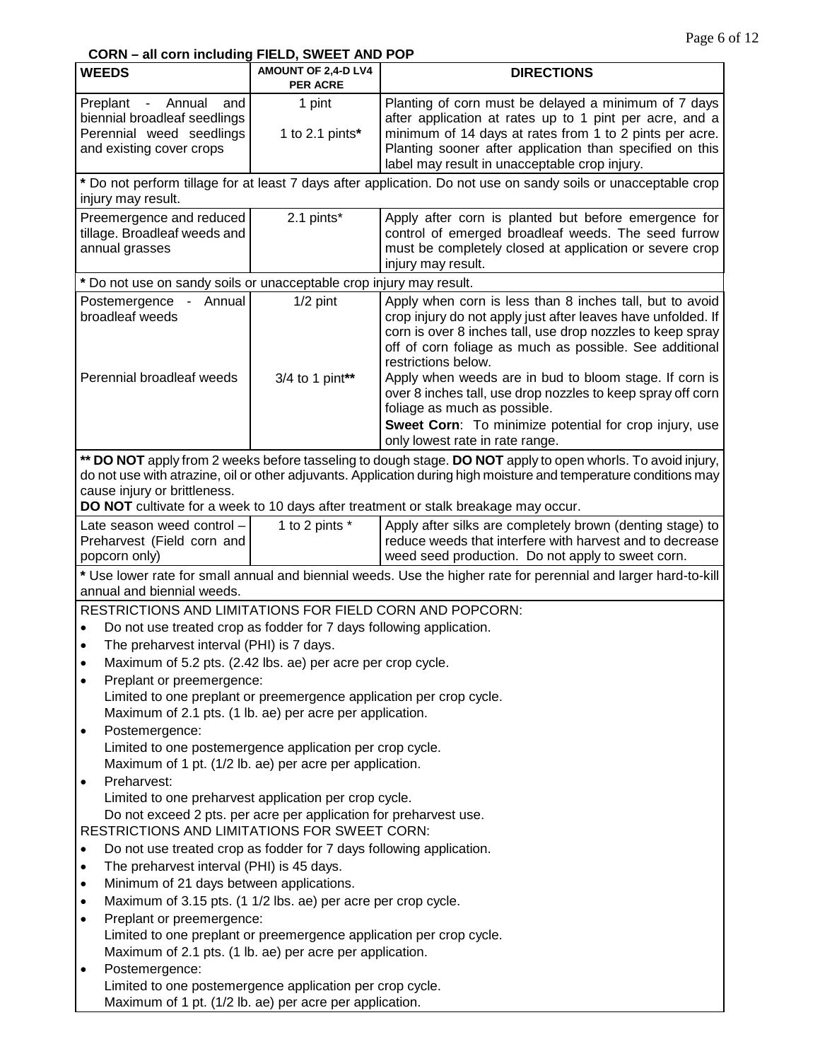**CORN – all corn including FIELD, SWEET AND POP**

| WEEDS | AMOUNT OF 2,4-D LV4 PER ACRE | DIRECTIONS |
|---|---|---|
| Preplant - Annual and biennial broadleaf seedlings<br>Perennial weed seedlings and existing cover crops | 1 pint<br><br>1 to 2.1 pints* | Planting of corn must be delayed a minimum of 7 days after application at rates up to 1 pint per acre, and a minimum of 14 days at rates from 1 to 2 pints per acre. Planting sooner after application than specified on this label may result in unacceptable crop injury. |
| * Do not perform tillage for at least 7 days after application. Do not use on sandy soils or unacceptable crop injury may result. | | |
| Preemergence and reduced tillage. Broadleaf weeds and annual grasses | 2.1 pints* | Apply after corn is planted but before emergence for control of emerged broadleaf weeds. The seed furrow must be completely closed at application or severe crop injury may result. |
| * Do not use on sandy soils or unacceptable crop injury may result. | | |
| Postemergence - Annual broadleaf weeds<br><br>Perennial broadleaf weeds | 1/2 pint<br><br>3/4 to 1 pint** | Apply when corn is less than 8 inches tall, but to avoid crop injury do not apply just after leaves have unfolded. If corn is over 8 inches tall, use drop nozzles to keep spray off of corn foliage as much as possible. See additional restrictions below.<br>Apply when weeds are in bud to bloom stage. If corn is over 8 inches tall, use drop nozzles to keep spray off corn foliage as much as possible.<br>**Sweet Corn**: To minimize potential for crop injury, use only lowest rate in rate range. |
| ** **DO NOT** apply from 2 weeks before tasseling to dough stage. **DO NOT** apply to open whorls. To avoid injury, do not use with atrazine, oil or other adjuvants. Application during high moisture and temperature conditions may cause injury or brittleness.<br>**DO NOT** cultivate for a week to 10 days after treatment or stalk breakage may occur. | | |
| Late season weed control – Preharvest (Field corn and popcorn only) | 1 to 2 pints * | Apply after silks are completely brown (denting stage) to reduce weeds that interfere with harvest and to decrease weed seed production. Do not apply to sweet corn. |
| * Use lower rate for small annual and biennial weeds. Use the higher rate for perennial and larger hard-to-kill annual and biennial weeds. | | |

RESTRICTIONS AND LIMITATIONS FOR FIELD CORN AND POPCORN:

- Do not use treated crop as fodder for 7 days following application.
- The preharvest interval (PHI) is 7 days.
- Maximum of 5.2 pts. (2.42 lbs. ae) per acre per crop cycle.
- Preplant or preemergence:
  Limited to one preplant or preemergence application per crop cycle.
  Maximum of 2.1 pts. (1 lb. ae) per acre per application.
- Postemergence:
  Limited to one postemergence application per crop cycle.
  Maximum of 1 pt. (1/2 lb. ae) per acre per application.
- Preharvest:
  Limited to one preharvest application per crop cycle.
  Do not exceed 2 pts. per acre per application for preharvest use.

RESTRICTIONS AND LIMITATIONS FOR SWEET CORN:

- Do not use treated crop as fodder for 7 days following application.
- The preharvest interval (PHI) is 45 days.
- Minimum of 21 days between applications.
- Maximum of 3.15 pts. (1 1/2 lbs. ae) per acre per crop cycle.
- Preplant or preemergence:
  Limited to one preplant or preemergence application per crop cycle.
  Maximum of 2.1 pts. (1 lb. ae) per acre per application.
- Postemergence:
  Limited to one postemergence application per crop cycle.
  Maximum of 1 pt. (1/2 lb. ae) per acre per application.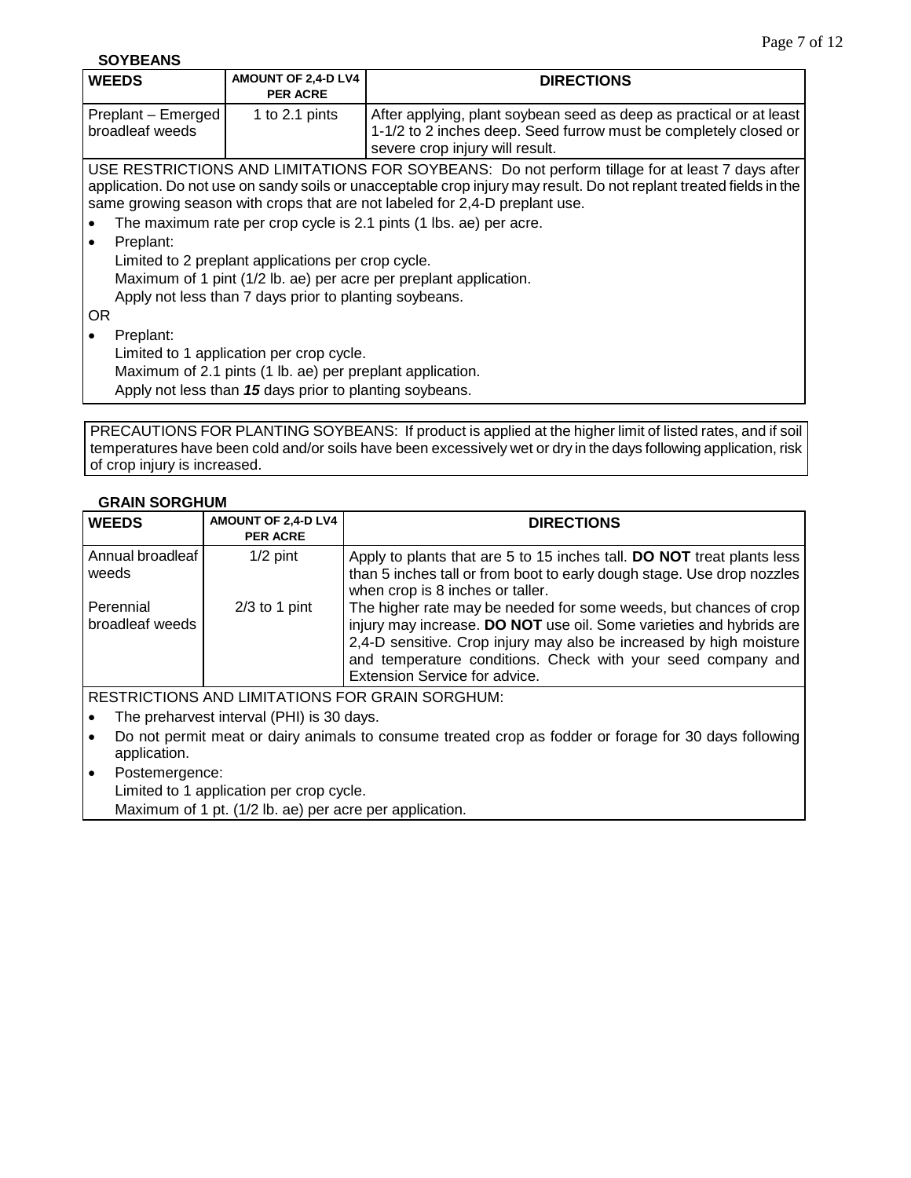**SOYBEANS**

| WEEDS | AMOUNT OF 2,4-D LV4 PER ACRE | DIRECTIONS |
|---|---|---|
| Preplant – Emerged broadleaf weeds | 1 to 2.1 pints | After applying, plant soybean seed as deep as practical or at least 1-1/2 to 2 inches deep. Seed furrow must be completely closed or severe crop injury will result. |

USE RESTRICTIONS AND LIMITATIONS FOR SOYBEANS: Do not perform tillage for at least 7 days after application. Do not use on sandy soils or unacceptable crop injury may result. Do not replant treated fields in the same growing season with crops that are not labeled for 2,4-D preplant use.

- The maximum rate per crop cycle is 2.1 pints (1 lbs. ae) per acre.
- Preplant:
  Limited to 2 preplant applications per crop cycle.
  Maximum of 1 pint (1/2 lb. ae) per acre per preplant application.
  Apply not less than 7 days prior to planting soybeans.

OR

- Preplant:
  Limited to 1 application per crop cycle.
  Maximum of 2.1 pints (1 lb. ae) per preplant application.
  Apply not less than ***15*** days prior to planting soybeans.

PRECAUTIONS FOR PLANTING SOYBEANS: If product is applied at the higher limit of listed rates, and if soil temperatures have been cold and/or soils have been excessively wet or dry in the days following application, risk of crop injury is increased.

**GRAIN SORGHUM**

| WEEDS | AMOUNT OF 2,4-D LV4 PER ACRE | DIRECTIONS |
|---|---|---|
| Annual broadleaf weeds | 1/2 pint | Apply to plants that are 5 to 15 inches tall. **DO NOT** treat plants less than 5 inches tall or from boot to early dough stage. Use drop nozzles when crop is 8 inches or taller. |
| Perennial broadleaf weeds | 2/3 to 1 pint | The higher rate may be needed for some weeds, but chances of crop injury may increase. **DO NOT** use oil. Some varieties and hybrids are 2,4-D sensitive. Crop injury may also be increased by high moisture and temperature conditions. Check with your seed company and Extension Service for advice. |

RESTRICTIONS AND LIMITATIONS FOR GRAIN SORGHUM:

- The preharvest interval (PHI) is 30 days.
- Do not permit meat or dairy animals to consume treated crop as fodder or forage for 30 days following application.
- Postemergence:
  Limited to 1 application per crop cycle.
  Maximum of 1 pt. (1/2 lb. ae) per acre per application.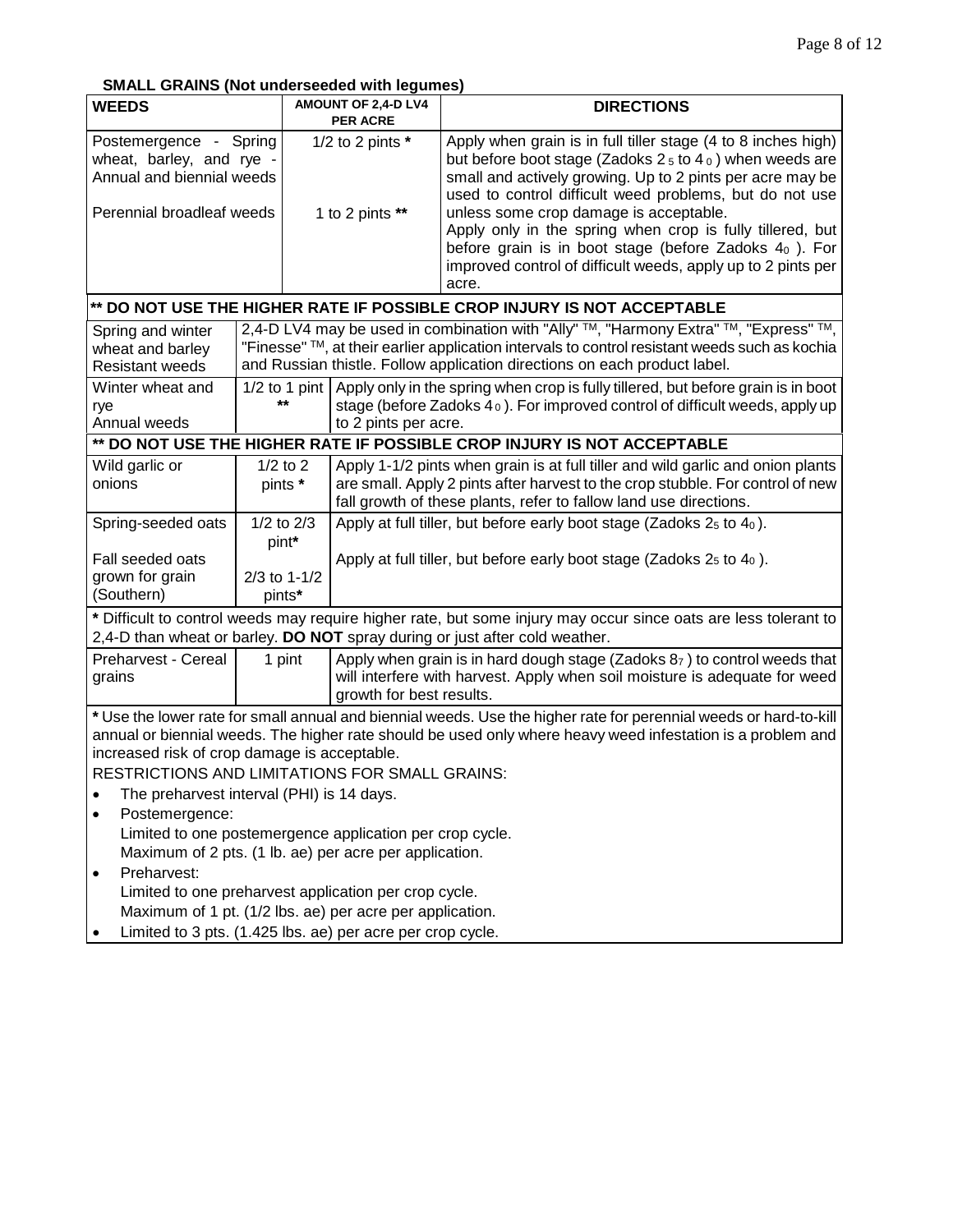**SMALL GRAINS (Not underseeded with legumes)**

| WEEDS | AMOUNT OF 2,4-D LV4 PER ACRE | DIRECTIONS |
|---|---|---|
| Postemergence - Spring wheat, barley, and rye - Annual and biennial weeds | 1/2 to 2 pints * | Apply when grain is in full tiller stage (4 to 8 inches high) but before boot stage (Zadoks $2_5$ to $4_0$) when weeds are small and actively growing. Up to 2 pints per acre may be used to control difficult weed problems, but do not use unless some crop damage is acceptable. |
| Perennial broadleaf weeds | 1 to 2 pints ** | Apply only in the spring when crop is fully tillered, but before grain is in boot stage (before Zadoks $4_0$ ). For improved control of difficult weeds, apply up to 2 pints per acre. |
| **\*\* DO NOT USE THE HIGHER RATE IF POSSIBLE CROP INJURY IS NOT ACCEPTABLE** | | |
| Spring and winter wheat and barley Resistant weeds | 2,4-D LV4 may be used in combination with "Ally" ™, "Harmony Extra" ™, "Express" ™, "Finesse" ™, at their earlier application intervals to control resistant weeds such as kochia and Russian thistle. Follow application directions on each product label. | |
| Winter wheat and rye Annual weeds | 1/2 to 1 pint ** | Apply only in the spring when crop is fully tillered, but before grain is in boot stage (before Zadoks $4_0$ ). For improved control of difficult weeds, apply up to 2 pints per acre. |
| **\*\* DO NOT USE THE HIGHER RATE IF POSSIBLE CROP INJURY IS NOT ACCEPTABLE** | | |
| Wild garlic or onions | 1/2 to 2 pints * | Apply 1-1/2 pints when grain is at full tiller and wild garlic and onion plants are small. Apply 2 pints after harvest to the crop stubble. For control of new fall growth of these plants, refer to fallow land use directions. |
| Spring-seeded oats | 1/2 to 2/3 pint* | Apply at full tiller, but before early boot stage (Zadoks $2_5$ to $4_0$). |
| Fall seeded oats grown for grain (Southern) | 2/3 to 1-1/2 pints* | Apply at full tiller, but before early boot stage (Zadoks $2_5$ to $4_0$ ). |
| * Difficult to control weeds may require higher rate, but some injury may occur since oats are less tolerant to 2,4-D than wheat or barley. **DO NOT** spray during or just after cold weather. | | |
| Preharvest - Cereal grains | 1 pint | Apply when grain is in hard dough stage (Zadoks $8_7$ ) to control weeds that will interfere with harvest. Apply when soil moisture is adequate for weed growth for best results. |

\* Use the lower rate for small annual and biennial weeds. Use the higher rate for perennial weeds or hard-to-kill annual or biennial weeds. The higher rate should be used only where heavy weed infestation is a problem and increased risk of crop damage is acceptable.

RESTRICTIONS AND LIMITATIONS FOR SMALL GRAINS:

- The preharvest interval (PHI) is 14 days.
- Postemergence:
  Limited to one postemergence application per crop cycle.
  Maximum of 2 pts. (1 lb. ae) per acre per application.
- Preharvest:
  Limited to one preharvest application per crop cycle.
  Maximum of 1 pt. (1/2 lbs. ae) per acre per application.
- Limited to 3 pts. (1.425 lbs. ae) per acre per crop cycle.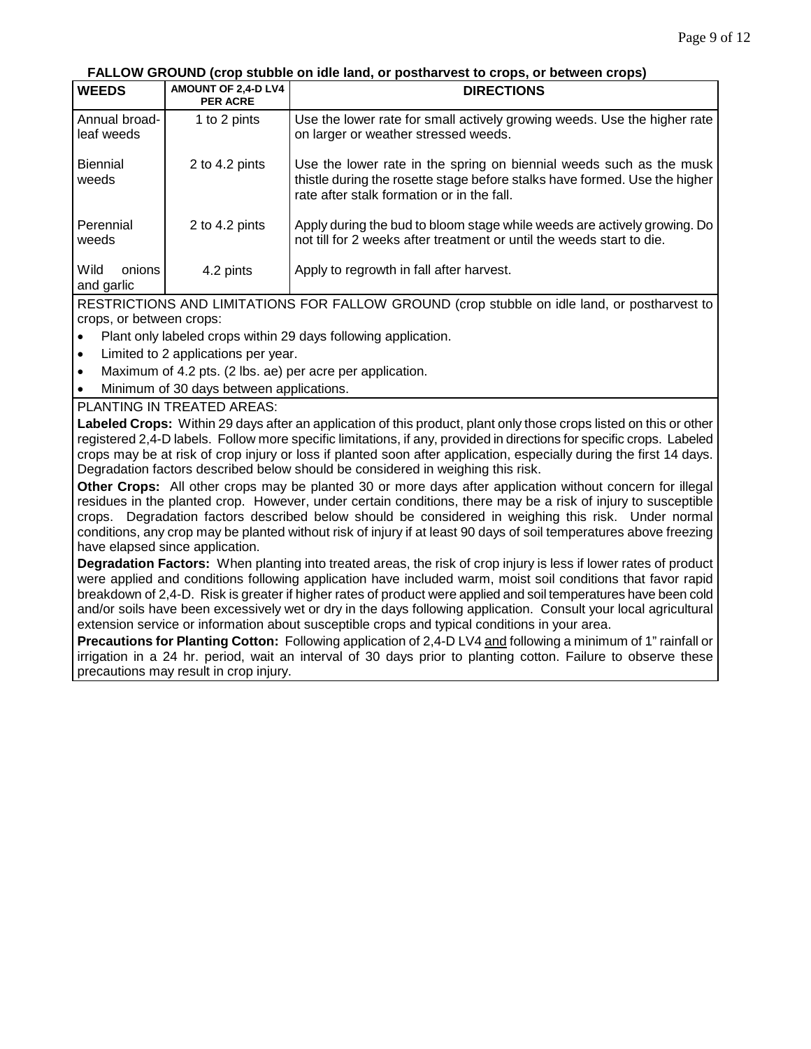**FALLOW GROUND (crop stubble on idle land, or postharvest to crops, or between crops)**

| WEEDS | AMOUNT OF 2,4-D LV4 PER ACRE | DIRECTIONS |
|---|---|---|
| Annual broad-leaf weeds | 1 to 2 pints | Use the lower rate for small actively growing weeds. Use the higher rate on larger or weather stressed weeds. |
| Biennial weeds | 2 to 4.2 pints | Use the lower rate in the spring on biennial weeds such as the musk thistle during the rosette stage before stalks have formed. Use the higher rate after stalk formation or in the fall. |
| Perennial weeds | 2 to 4.2 pints | Apply during the bud to bloom stage while weeds are actively growing. Do not till for 2 weeks after treatment or until the weeds start to die. |
| Wild onions and garlic | 4.2 pints | Apply to regrowth in fall after harvest. |

RESTRICTIONS AND LIMITATIONS FOR FALLOW GROUND (crop stubble on idle land, or postharvest to crops, or between crops:

- Plant only labeled crops within 29 days following application.
- Limited to 2 applications per year.
- Maximum of 4.2 pts. (2 lbs. ae) per acre per application.
- Minimum of 30 days between applications.

PLANTING IN TREATED AREAS:

**Labeled Crops:** Within 29 days after an application of this product, plant only those crops listed on this or other registered 2,4-D labels. Follow more specific limitations, if any, provided in directions for specific crops. Labeled crops may be at risk of crop injury or loss if planted soon after application, especially during the first 14 days. Degradation factors described below should be considered in weighing this risk.

**Other Crops:** All other crops may be planted 30 or more days after application without concern for illegal residues in the planted crop. However, under certain conditions, there may be a risk of injury to susceptible crops. Degradation factors described below should be considered in weighing this risk. Under normal conditions, any crop may be planted without risk of injury if at least 90 days of soil temperatures above freezing have elapsed since application.

**Degradation Factors:** When planting into treated areas, the risk of crop injury is less if lower rates of product were applied and conditions following application have included warm, moist soil conditions that favor rapid breakdown of 2,4-D. Risk is greater if higher rates of product were applied and soil temperatures have been cold and/or soils have been excessively wet or dry in the days following application. Consult your local agricultural extension service or information about susceptible crops and typical conditions in your area.

**Precautions for Planting Cotton:** Following application of 2,4-D LV4 and following a minimum of 1" rainfall or irrigation in a 24 hr. period, wait an interval of 30 days prior to planting cotton. Failure to observe these precautions may result in crop injury.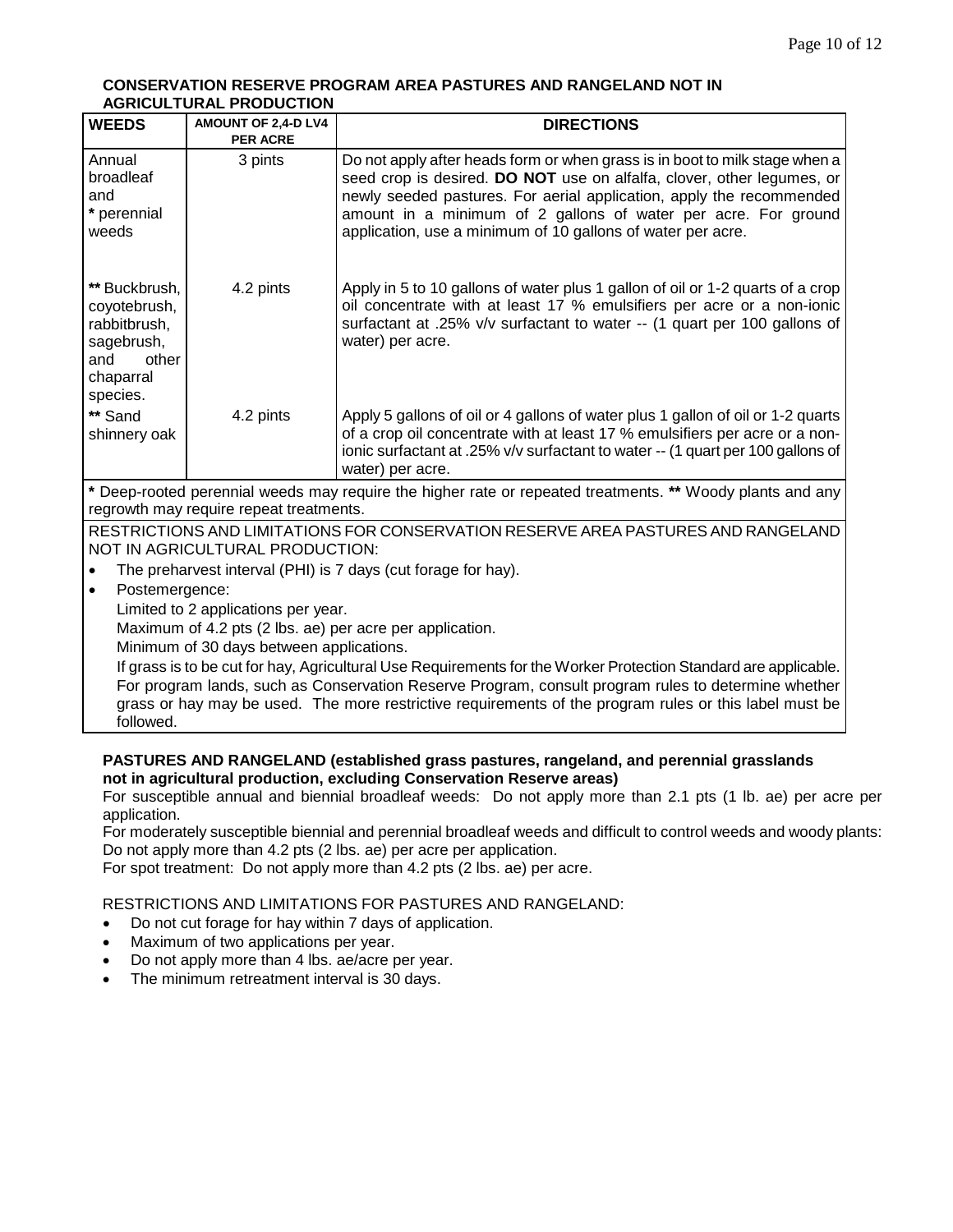**CONSERVATION RESERVE PROGRAM AREA PASTURES AND RANGELAND NOT IN AGRICULTURAL PRODUCTION**

| WEEDS | AMOUNT OF 2,4-D LV4 PER ACRE | DIRECTIONS |
|---|---|---|
| Annual broadleaf and * perennial weeds | 3 pints | Do not apply after heads form or when grass is in boot to milk stage when a seed crop is desired. **DO NOT** use on alfalfa, clover, other legumes, or newly seeded pastures. For aerial application, apply the recommended amount in a minimum of 2 gallons of water per acre. For ground application, use a minimum of 10 gallons of water per acre. |
| ** Buckbrush, coyotebrush, rabbitbrush, sagebrush, and other chaparral species. | 4.2 pints | Apply in 5 to 10 gallons of water plus 1 gallon of oil or 1-2 quarts of a crop oil concentrate with at least 17 % emulsifiers per acre or a non-ionic surfactant at .25% v/v surfactant to water -- (1 quart per 100 gallons of water) per acre. |
| ** Sand shinnery oak | 4.2 pints | Apply 5 gallons of oil or 4 gallons of water plus 1 gallon of oil or 1-2 quarts of a crop oil concentrate with at least 17 % emulsifiers per acre or a non-ionic surfactant at .25% v/v surfactant to water -- (1 quart per 100 gallons of water) per acre. |

* Deep-rooted perennial weeds may require the higher rate or repeated treatments. ** Woody plants and any regrowth may require repeat treatments.

RESTRICTIONS AND LIMITATIONS FOR CONSERVATION RESERVE AREA PASTURES AND RANGELAND NOT IN AGRICULTURAL PRODUCTION:

- The preharvest interval (PHI) is 7 days (cut forage for hay).
- Postemergence:
  Limited to 2 applications per year.
  Maximum of 4.2 pts (2 lbs. ae) per acre per application.
  Minimum of 30 days between applications.
  If grass is to be cut for hay, Agricultural Use Requirements for the Worker Protection Standard are applicable. For program lands, such as Conservation Reserve Program, consult program rules to determine whether grass or hay may be used. The more restrictive requirements of the program rules or this label must be followed.

**PASTURES AND RANGELAND (established grass pastures, rangeland, and perennial grasslands not in agricultural production, excluding Conservation Reserve areas)**

For susceptible annual and biennial broadleaf weeds: Do not apply more than 2.1 pts (1 lb. ae) per acre per application.

For moderately susceptible biennial and perennial broadleaf weeds and difficult to control weeds and woody plants: Do not apply more than 4.2 pts (2 lbs. ae) per acre per application.

For spot treatment: Do not apply more than 4.2 pts (2 lbs. ae) per acre.

RESTRICTIONS AND LIMITATIONS FOR PASTURES AND RANGELAND:

- Do not cut forage for hay within 7 days of application.
- Maximum of two applications per year.
- Do not apply more than 4 lbs. ae/acre per year.
- The minimum retreatment interval is 30 days.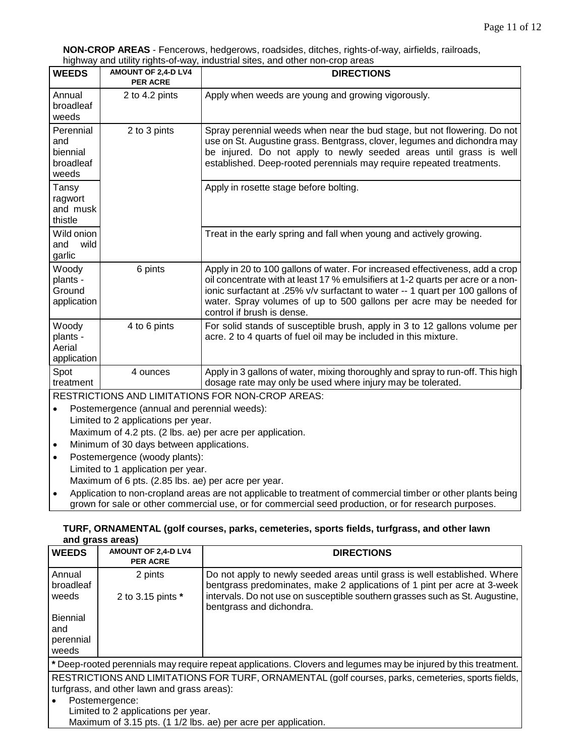**NON-CROP AREAS** - Fencerows, hedgerows, roadsides, ditches, rights-of-way, airfields, railroads, highway and utility rights-of-way, industrial sites, and other non-crop areas

| WEEDS | AMOUNT OF 2,4-D LV4 PER ACRE | DIRECTIONS |
|---|---|---|
| Annual broadleaf weeds | 2 to 4.2 pints | Apply when weeds are young and growing vigorously. |
| Perennial and biennial broadleaf weeds | 2 to 3 pints | Spray perennial weeds when near the bud stage, but not flowering. Do not use on St. Augustine grass. Bentgrass, clover, legumes and dichondra may be injured. Do not apply to newly seeded areas until grass is well established. Deep-rooted perennials may require repeated treatments. |
| Tansy ragwort and musk thistle | | Apply in rosette stage before bolting. |
| Wild onion and wild garlic | | Treat in the early spring and fall when young and actively growing. |
| Woody plants - Ground application | 6 pints | Apply in 20 to 100 gallons of water. For increased effectiveness, add a crop oil concentrate with at least 17 % emulsifiers at 1-2 quarts per acre or a non-ionic surfactant at .25% v/v surfactant to water -- 1 quart per 100 gallons of water. Spray volumes of up to 500 gallons per acre may be needed for control if brush is dense. |
| Woody plants - Aerial application | 4 to 6 pints | For solid stands of susceptible brush, apply in 3 to 12 gallons volume per acre. 2 to 4 quarts of fuel oil may be included in this mixture. |
| Spot treatment | 4 ounces | Apply in 3 gallons of water, mixing thoroughly and spray to run-off. This high dosage rate may only be used where injury may be tolerated. |

RESTRICTIONS AND LIMITATIONS FOR NON-CROP AREAS:

- Postemergence (annual and perennial weeds):
  Limited to 2 applications per year.
  Maximum of 4.2 pts. (2 lbs. ae) per acre per application.
- Minimum of 30 days between applications.
- Postemergence (woody plants):
  Limited to 1 application per year.
  Maximum of 6 pts. (2.85 lbs. ae) per acre per year.
- Application to non-cropland areas are not applicable to treatment of commercial timber or other plants being grown for sale or other commercial use, or for commercial seed production, or for research purposes.

**TURF, ORNAMENTAL (golf courses, parks, cemeteries, sports fields, turfgrass, and other lawn and grass areas)**

| WEEDS | AMOUNT OF 2,4-D LV4 PER ACRE | DIRECTIONS |
|---|---|---|
| Annual broadleaf weeds | 2 pints | Do not apply to newly seeded areas until grass is well established. Where bentgrass predominates, make 2 applications of 1 pint per acre at 3-week intervals. Do not use on susceptible southern grasses such as St. Augustine, bentgrass and dichondra. |
| Biennial and perennial weeds | 2 to 3.15 pints * | |

* Deep-rooted perennials may require repeat applications. Clovers and legumes may be injured by this treatment.

RESTRICTIONS AND LIMITATIONS FOR TURF, ORNAMENTAL (golf courses, parks, cemeteries, sports fields, turfgrass, and other lawn and grass areas):

- Postemergence:
  Limited to 2 applications per year.
  Maximum of 3.15 pts. (1 1/2 lbs. ae) per acre per application.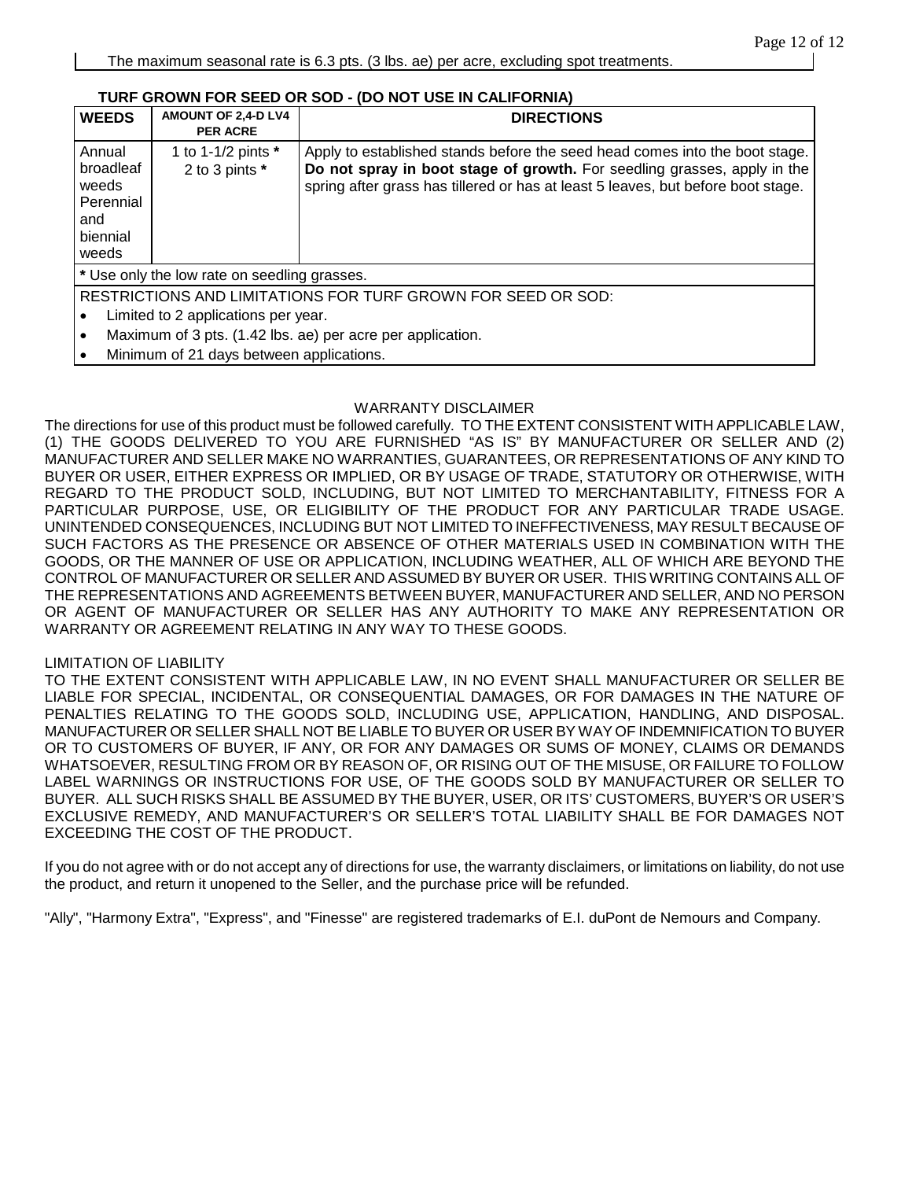The maximum seasonal rate is 6.3 pts. (3 lbs. ae) per acre, excluding spot treatments.

### TURF GROWN FOR SEED OR SOD - (DO NOT USE IN CALIFORNIA)

| WEEDS | AMOUNT OF 2,4-D LV4 PER ACRE | DIRECTIONS |
|---|---|---|
| Annual broadleaf weeds | 1 to 1-1/2 pints * | Apply to established stands before the seed head comes into the boot stage. **Do not spray in boot stage of growth.** For seedling grasses, apply in the spring after grass has tillered or has at least 5 leaves, but before boot stage. |
| Perennial and biennial weeds | 2 to 3 pints * | |

**\*** Use only the low rate on seedling grasses.

RESTRICTIONS AND LIMITATIONS FOR TURF GROWN FOR SEED OR SOD:

- Limited to 2 applications per year.
- Maximum of 3 pts. (1.42 lbs. ae) per acre per application.
- Minimum of 21 days between applications.

WARRANTY DISCLAIMER

The directions for use of this product must be followed carefully. TO THE EXTENT CONSISTENT WITH APPLICABLE LAW, (1) THE GOODS DELIVERED TO YOU ARE FURNISHED "AS IS" BY MANUFACTURER OR SELLER AND (2) MANUFACTURER AND SELLER MAKE NO WARRANTIES, GUARANTEES, OR REPRESENTATIONS OF ANY KIND TO BUYER OR USER, EITHER EXPRESS OR IMPLIED, OR BY USAGE OF TRADE, STATUTORY OR OTHERWISE, WITH REGARD TO THE PRODUCT SOLD, INCLUDING, BUT NOT LIMITED TO MERCHANTABILITY, FITNESS FOR A PARTICULAR PURPOSE, USE, OR ELIGIBILITY OF THE PRODUCT FOR ANY PARTICULAR TRADE USAGE. UNINTENDED CONSEQUENCES, INCLUDING BUT NOT LIMITED TO INEFFECTIVENESS, MAY RESULT BECAUSE OF SUCH FACTORS AS THE PRESENCE OR ABSENCE OF OTHER MATERIALS USED IN COMBINATION WITH THE GOODS, OR THE MANNER OF USE OR APPLICATION, INCLUDING WEATHER, ALL OF WHICH ARE BEYOND THE CONTROL OF MANUFACTURER OR SELLER AND ASSUMED BY BUYER OR USER. THIS WRITING CONTAINS ALL OF THE REPRESENTATIONS AND AGREEMENTS BETWEEN BUYER, MANUFACTURER AND SELLER, AND NO PERSON OR AGENT OF MANUFACTURER OR SELLER HAS ANY AUTHORITY TO MAKE ANY REPRESENTATION OR WARRANTY OR AGREEMENT RELATING IN ANY WAY TO THESE GOODS.

LIMITATION OF LIABILITY

TO THE EXTENT CONSISTENT WITH APPLICABLE LAW, IN NO EVENT SHALL MANUFACTURER OR SELLER BE LIABLE FOR SPECIAL, INCIDENTAL, OR CONSEQUENTIAL DAMAGES, OR FOR DAMAGES IN THE NATURE OF PENALTIES RELATING TO THE GOODS SOLD, INCLUDING USE, APPLICATION, HANDLING, AND DISPOSAL. MANUFACTURER OR SELLER SHALL NOT BE LIABLE TO BUYER OR USER BY WAY OF INDEMNIFICATION TO BUYER OR TO CUSTOMERS OF BUYER, IF ANY, OR FOR ANY DAMAGES OR SUMS OF MONEY, CLAIMS OR DEMANDS WHATSOEVER, RESULTING FROM OR BY REASON OF, OR RISING OUT OF THE MISUSE, OR FAILURE TO FOLLOW LABEL WARNINGS OR INSTRUCTIONS FOR USE, OF THE GOODS SOLD BY MANUFACTURER OR SELLER TO BUYER. ALL SUCH RISKS SHALL BE ASSUMED BY THE BUYER, USER, OR ITS' CUSTOMERS, BUYER'S OR USER'S EXCLUSIVE REMEDY, AND MANUFACTURER'S OR SELLER'S TOTAL LIABILITY SHALL BE FOR DAMAGES NOT EXCEEDING THE COST OF THE PRODUCT.

If you do not agree with or do not accept any of directions for use, the warranty disclaimers, or limitations on liability, do not use the product, and return it unopened to the Seller, and the purchase price will be refunded.

"Ally", "Harmony Extra", "Express", and "Finesse" are registered trademarks of E.I. duPont de Nemours and Company.